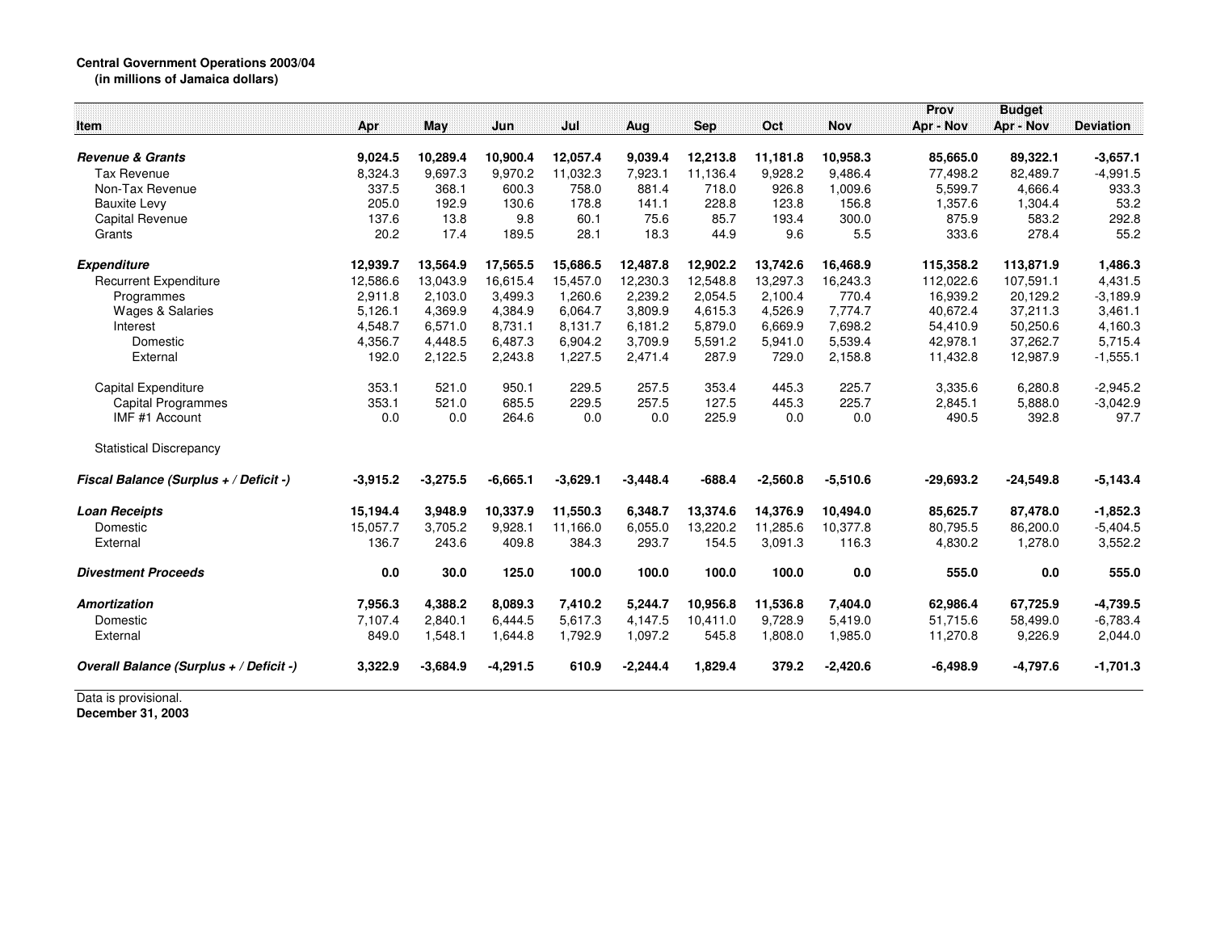**Central Government Operations 2003/04**
**(in millions of Jamaica dollars)**

| Item | Apr | May | Jun | Jul | Aug | Sep | Oct | Nov | Prov Apr - Nov | Budget Apr - Nov | Deviation |
|---|---|---|---|---|---|---|---|---|---|---|---|
| ***Revenue & Grants*** | **9,024.5** | **10,289.4** | **10,900.4** | **12,057.4** | **9,039.4** | **12,213.8** | **11,181.8** | **10,958.3** | **85,665.0** | **89,322.1** | **-3,657.1** |
| Tax Revenue | 8,324.3 | 9,697.3 | 9,970.2 | 11,032.3 | 7,923.1 | 11,136.4 | 9,928.2 | 9,486.4 | 77,498.2 | 82,489.7 | -4,991.5 |
| Non-Tax Revenue | 337.5 | 368.1 | 600.3 | 758.0 | 881.4 | 718.0 | 926.8 | 1,009.6 | 5,599.7 | 4,666.4 | 933.3 |
| Bauxite Levy | 205.0 | 192.9 | 130.6 | 178.8 | 141.1 | 228.8 | 123.8 | 156.8 | 1,357.6 | 1,304.4 | 53.2 |
| Capital Revenue | 137.6 | 13.8 | 9.8 | 60.1 | 75.6 | 85.7 | 193.4 | 300.0 | 875.9 | 583.2 | 292.8 |
| Grants | 20.2 | 17.4 | 189.5 | 28.1 | 18.3 | 44.9 | 9.6 | 5.5 | 333.6 | 278.4 | 55.2 |
| ***Expenditure*** | **12,939.7** | **13,564.9** | **17,565.5** | **15,686.5** | **12,487.8** | **12,902.2** | **13,742.6** | **16,468.9** | **115,358.2** | **113,871.9** | **1,486.3** |
| Recurrent Expenditure | 12,586.6 | 13,043.9 | 16,615.4 | 15,457.0 | 12,230.3 | 12,548.8 | 13,297.3 | 16,243.3 | 112,022.6 | 107,591.1 | 4,431.5 |
| Programmes | 2,911.8 | 2,103.0 | 3,499.3 | 1,260.6 | 2,239.2 | 2,054.5 | 2,100.4 | 770.4 | 16,939.2 | 20,129.2 | -3,189.9 |
| Wages & Salaries | 5,126.1 | 4,369.9 | 4,384.9 | 6,064.7 | 3,809.9 | 4,615.3 | 4,526.9 | 7,774.7 | 40,672.4 | 37,211.3 | 3,461.1 |
| Interest | 4,548.7 | 6,571.0 | 8,731.1 | 8,131.7 | 6,181.2 | 5,879.0 | 6,669.9 | 7,698.2 | 54,410.9 | 50,250.6 | 4,160.3 |
| Domestic | 4,356.7 | 4,448.5 | 6,487.3 | 6,904.2 | 3,709.9 | 5,591.2 | 5,941.0 | 5,539.4 | 42,978.1 | 37,262.7 | 5,715.4 |
| External | 192.0 | 2,122.5 | 2,243.8 | 1,227.5 | 2,471.4 | 287.9 | 729.0 | 2,158.8 | 11,432.8 | 12,987.9 | -1,555.1 |
| Capital Expenditure | 353.1 | 521.0 | 950.1 | 229.5 | 257.5 | 353.4 | 445.3 | 225.7 | 3,335.6 | 6,280.8 | -2,945.2 |
| Capital Programmes | 353.1 | 521.0 | 685.5 | 229.5 | 257.5 | 127.5 | 445.3 | 225.7 | 2,845.1 | 5,888.0 | -3,042.9 |
| IMF #1 Account | 0.0 | 0.0 | 264.6 | 0.0 | 0.0 | 225.9 | 0.0 | 0.0 | 490.5 | 392.8 | 97.7 |
| Statistical Discrepancy | | | | | | | | | | | |
| ***Fiscal Balance (Surplus + / Deficit -)*** | **-3,915.2** | **-3,275.5** | **-6,665.1** | **-3,629.1** | **-3,448.4** | **-688.4** | **-2,560.8** | **-5,510.6** | **-29,693.2** | **-24,549.8** | **-5,143.4** |
| ***Loan Receipts*** | **15,194.4** | **3,948.9** | **10,337.9** | **11,550.3** | **6,348.7** | **13,374.6** | **14,376.9** | **10,494.0** | **85,625.7** | **87,478.0** | **-1,852.3** |
| Domestic | 15,057.7 | 3,705.2 | 9,928.1 | 11,166.0 | 6,055.0 | 13,220.2 | 11,285.6 | 10,377.8 | 80,795.5 | 86,200.0 | -5,404.5 |
| External | 136.7 | 243.6 | 409.8 | 384.3 | 293.7 | 154.5 | 3,091.3 | 116.3 | 4,830.2 | 1,278.0 | 3,552.2 |
| ***Divestment Proceeds*** | **0.0** | **30.0** | **125.0** | **100.0** | **100.0** | **100.0** | **100.0** | **0.0** | **555.0** | **0.0** | **555.0** |
| ***Amortization*** | **7,956.3** | **4,388.2** | **8,089.3** | **7,410.2** | **5,244.7** | **10,956.8** | **11,536.8** | **7,404.0** | **62,986.4** | **67,725.9** | **-4,739.5** |
| Domestic | 7,107.4 | 2,840.1 | 6,444.5 | 5,617.3 | 4,147.5 | 10,411.0 | 9,728.9 | 5,419.0 | 51,715.6 | 58,499.0 | -6,783.4 |
| External | 849.0 | 1,548.1 | 1,644.8 | 1,792.9 | 1,097.2 | 545.8 | 1,808.0 | 1,985.0 | 11,270.8 | 9,226.9 | 2,044.0 |
| ***Overall Balance (Surplus + / Deficit -)*** | **3,322.9** | **-3,684.9** | **-4,291.5** | **610.9** | **-2,244.4** | **1,829.4** | **379.2** | **-2,420.6** | **-6,498.9** | **-4,797.6** | **-1,701.3** |

Data is provisional.
**December 31, 2003**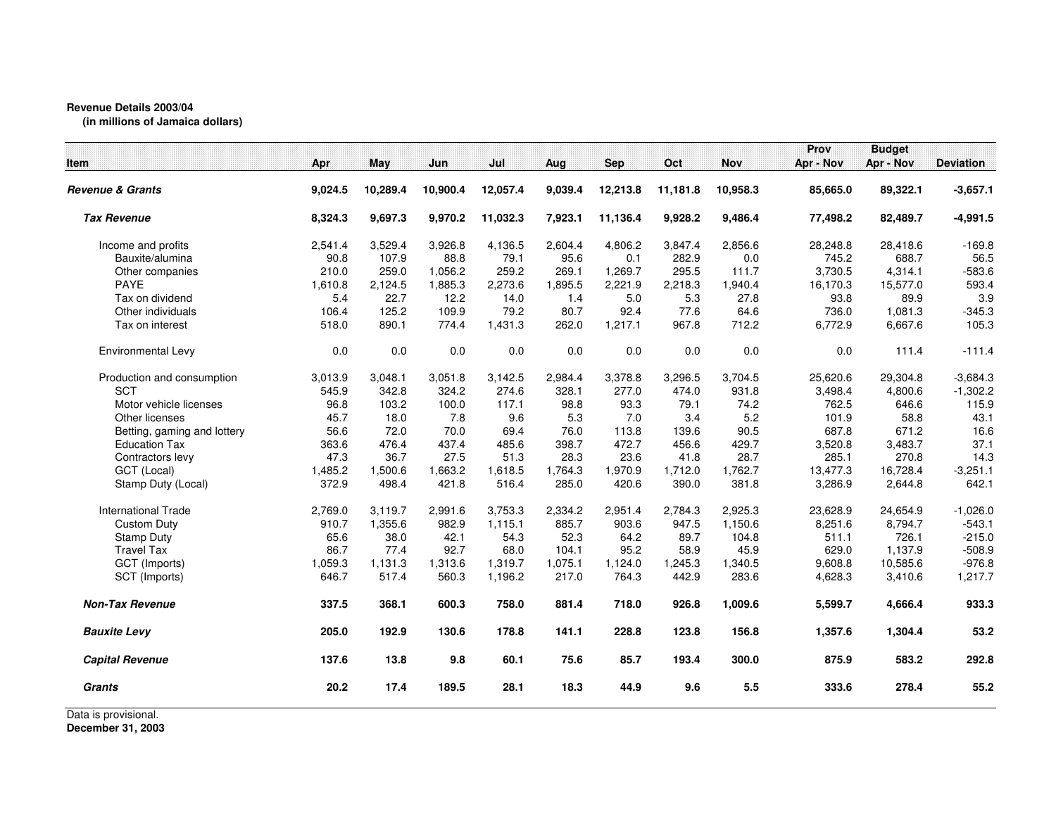**Revenue Details 2003/04**
**(in millions of Jamaica dollars)**

| Item | Apr | May | Jun | Jul | Aug | Sep | Oct | Nov | Prov Apr - Nov | Budget Apr - Nov | Deviation |
|---|---|---|---|---|---|---|---|---|---|---|---|
| ***Revenue & Grants*** | **9,024.5** | **10,289.4** | **10,900.4** | **12,057.4** | **9,039.4** | **12,213.8** | **11,181.8** | **10,958.3** | **85,665.0** | **89,322.1** | **-3,657.1** |
| ***Tax Revenue*** | **8,324.3** | **9,697.3** | **9,970.2** | **11,032.3** | **7,923.1** | **11,136.4** | **9,928.2** | **9,486.4** | **77,498.2** | **82,489.7** | **-4,991.5** |
| Income and profits | 2,541.4 | 3,529.4 | 3,926.8 | 4,136.5 | 2,604.4 | 4,806.2 | 3,847.4 | 2,856.6 | 28,248.8 | 28,418.6 | -169.8 |
| Bauxite/alumina | 90.8 | 107.9 | 88.8 | 79.1 | 95.6 | 0.1 | 282.9 | 0.0 | 745.2 | 688.7 | 56.5 |
| Other companies | 210.0 | 259.0 | 1,056.2 | 259.2 | 269.1 | 1,269.7 | 295.5 | 111.7 | 3,730.5 | 4,314.1 | -583.6 |
| PAYE | 1,610.8 | 2,124.5 | 1,885.3 | 2,273.6 | 1,895.5 | 2,221.9 | 2,218.3 | 1,940.4 | 16,170.3 | 15,577.0 | 593.4 |
| Tax on dividend | 5.4 | 22.7 | 12.2 | 14.0 | 1.4 | 5.0 | 5.3 | 27.8 | 93.8 | 89.9 | 3.9 |
| Other individuals | 106.4 | 125.2 | 109.9 | 79.2 | 80.7 | 92.4 | 77.6 | 64.6 | 736.0 | 1,081.3 | -345.3 |
| Tax on interest | 518.0 | 890.1 | 774.4 | 1,431.3 | 262.0 | 1,217.1 | 967.8 | 712.2 | 6,772.9 | 6,667.6 | 105.3 |
| Environmental Levy | 0.0 | 0.0 | 0.0 | 0.0 | 0.0 | 0.0 | 0.0 | 0.0 | 0.0 | 111.4 | -111.4 |
| Production and consumption | 3,013.9 | 3,048.1 | 3,051.8 | 3,142.5 | 2,984.4 | 3,378.8 | 3,296.5 | 3,704.5 | 25,620.6 | 29,304.8 | -3,684.3 |
| SCT | 545.9 | 342.8 | 324.2 | 274.6 | 328.1 | 277.0 | 474.0 | 931.8 | 3,498.4 | 4,800.6 | -1,302.2 |
| Motor vehicle licenses | 96.8 | 103.2 | 100.0 | 117.1 | 98.8 | 93.3 | 79.1 | 74.2 | 762.5 | 646.6 | 115.9 |
| Other licenses | 45.7 | 18.0 | 7.8 | 9.6 | 5.3 | 7.0 | 3.4 | 5.2 | 101.9 | 58.8 | 43.1 |
| Betting, gaming and lottery | 56.6 | 72.0 | 70.0 | 69.4 | 76.0 | 113.8 | 139.6 | 90.5 | 687.8 | 671.2 | 16.6 |
| Education Tax | 363.6 | 476.4 | 437.4 | 485.6 | 398.7 | 472.7 | 456.6 | 429.7 | 3,520.8 | 3,483.7 | 37.1 |
| Contractors levy | 47.3 | 36.7 | 27.5 | 51.3 | 28.3 | 23.6 | 41.8 | 28.7 | 285.1 | 270.8 | 14.3 |
| GCT (Local) | 1,485.2 | 1,500.6 | 1,663.2 | 1,618.5 | 1,764.3 | 1,970.9 | 1,712.0 | 1,762.7 | 13,477.3 | 16,728.4 | -3,251.1 |
| Stamp Duty (Local) | 372.9 | 498.4 | 421.8 | 516.4 | 285.0 | 420.6 | 390.0 | 381.8 | 3,286.9 | 2,644.8 | 642.1 |
| International Trade | 2,769.0 | 3,119.7 | 2,991.6 | 3,753.3 | 2,334.2 | 2,951.4 | 2,784.3 | 2,925.3 | 23,628.9 | 24,654.9 | -1,026.0 |
| Custom Duty | 910.7 | 1,355.6 | 982.9 | 1,115.1 | 885.7 | 903.6 | 947.5 | 1,150.6 | 8,251.6 | 8,794.7 | -543.1 |
| Stamp Duty | 65.6 | 38.0 | 42.1 | 54.3 | 52.3 | 64.2 | 89.7 | 104.8 | 511.1 | 726.1 | -215.0 |
| Travel Tax | 86.7 | 77.4 | 92.7 | 68.0 | 104.1 | 95.2 | 58.9 | 45.9 | 629.0 | 1,137.9 | -508.9 |
| GCT (Imports) | 1,059.3 | 1,131.3 | 1,313.6 | 1,319.7 | 1,075.1 | 1,124.0 | 1,245.3 | 1,340.5 | 9,608.8 | 10,585.6 | -976.8 |
| SCT (Imports) | 646.7 | 517.4 | 560.3 | 1,196.2 | 217.0 | 764.3 | 442.9 | 283.6 | 4,628.3 | 3,410.6 | 1,217.7 |
| ***Non-Tax Revenue*** | **337.5** | **368.1** | **600.3** | **758.0** | **881.4** | **718.0** | **926.8** | **1,009.6** | **5,599.7** | **4,666.4** | **933.3** |
| ***Bauxite Levy*** | **205.0** | **192.9** | **130.6** | **178.8** | **141.1** | **228.8** | **123.8** | **156.8** | **1,357.6** | **1,304.4** | **53.2** |
| ***Capital Revenue*** | **137.6** | **13.8** | **9.8** | **60.1** | **75.6** | **85.7** | **193.4** | **300.0** | **875.9** | **583.2** | **292.8** |
| ***Grants*** | **20.2** | **17.4** | **189.5** | **28.1** | **18.3** | **44.9** | **9.6** | **5.5** | **333.6** | **278.4** | **55.2** |

Data is provisional.

**December 31, 2003**